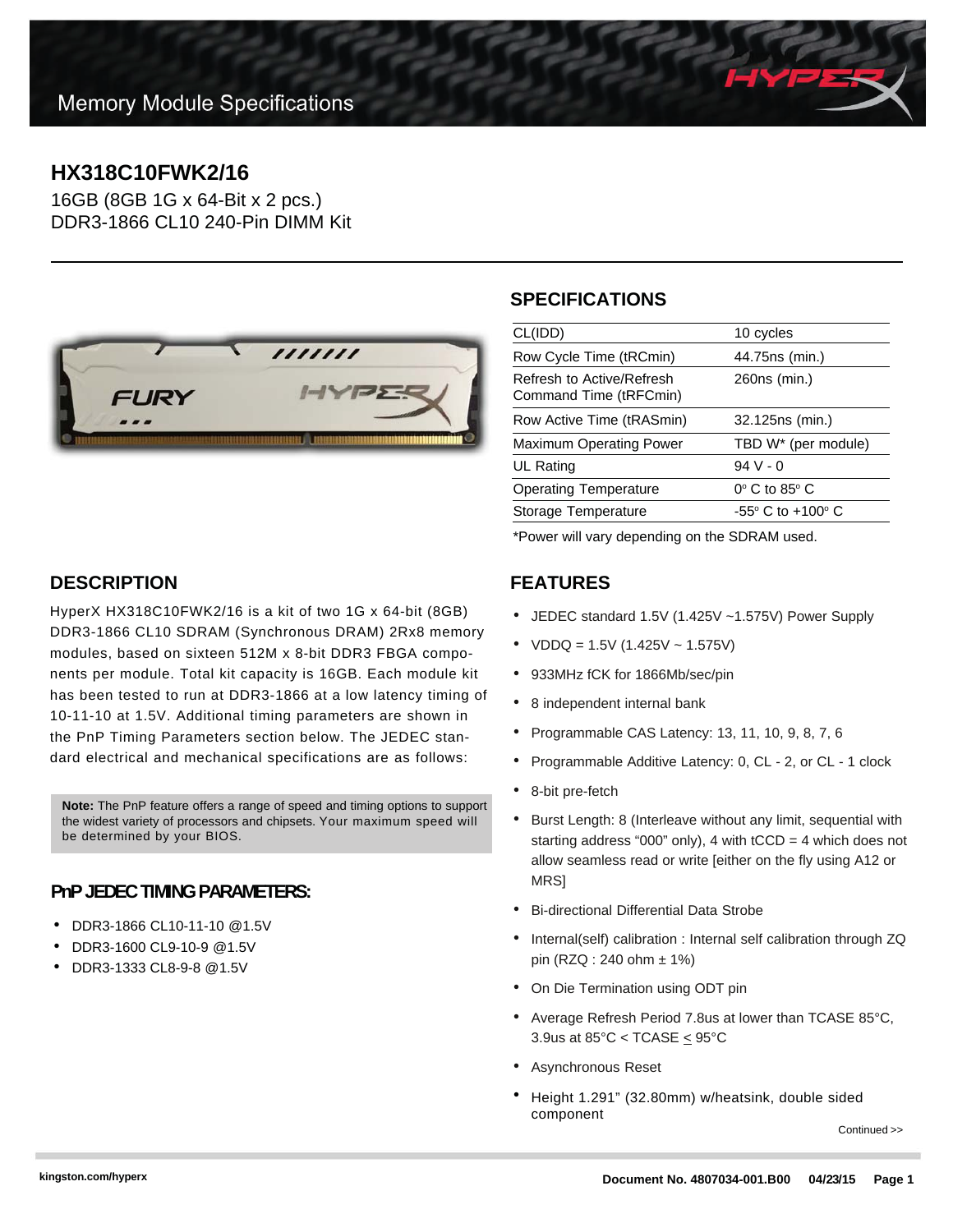Memory Module Specifications

# HX318C10FWK2/16

16GB (8GB 1G x 64-Bit x 2 pcs.)
DDR3-1866 CL10 240-Pin DIMM Kit

## SPECIFICATIONS

| | |
|---|---|
| CL(IDD) | 10 cycles |
| Row Cycle Time (tRCmin) | 44.75ns (min.) |
| Refresh to Active/Refresh Command Time (tRFCmin) | 260ns (min.) |
| Row Active Time (tRASmin) | 32.125ns (min.) |
| Maximum Operating Power | TBD W* (per module) |
| UL Rating | 94 V - 0 |
| Operating Temperature | 0° C to 85° C |
| Storage Temperature | -55° C to +100° C |

*Power will vary depending on the SDRAM used.

## DESCRIPTION

HyperX HX318C10FWK2/16 is a kit of two 1G x 64-bit (8GB) DDR3-1866 CL10 SDRAM (Synchronous DRAM) 2Rx8 memory modules, based on sixteen 512M x 8-bit DDR3 FBGA components per module. Total kit capacity is 16GB. Each module kit has been tested to run at DDR3-1866 at a low latency timing of 10-11-10 at 1.5V. Additional timing parameters are shown in the PnP Timing Parameters section below. The JEDEC standard electrical and mechanical specifications are as follows:

**Note:** The PnP feature offers a range of speed and timing options to support the widest variety of processors and chipsets. Your maximum speed will be determined by your BIOS.

### PnP JEDEC TIMING PARAMETERS:

- DDR3-1866 CL10-11-10 @1.5V
- DDR3-1600 CL9-10-9 @1.5V
- DDR3-1333 CL8-9-8 @1.5V

## FEATURES

- JEDEC standard 1.5V (1.425V ~1.575V) Power Supply
- VDDQ = 1.5V (1.425V ~ 1.575V)
- 933MHz fCK for 1866Mb/sec/pin
- 8 independent internal bank
- Programmable CAS Latency: 13, 11, 10, 9, 8, 7, 6
- Programmable Additive Latency: 0, CL - 2, or CL - 1 clock
- 8-bit pre-fetch
- Burst Length: 8 (Interleave without any limit, sequential with starting address “000” only), 4 with tCCD = 4 which does not allow seamless read or write [either on the fly using A12 or MRS]
- Bi-directional Differential Data Strobe
- Internal(self) calibration : Internal self calibration through ZQ pin (RZQ : 240 ohm ± 1%)
- On Die Termination using ODT pin
- Average Refresh Period 7.8us at lower than TCASE 85°C, 3.9us at 85°C < TCASE ≤ 95°C
- Asynchronous Reset
- Height 1.291” (32.80mm) w/heatsink, double sided component

Continued >>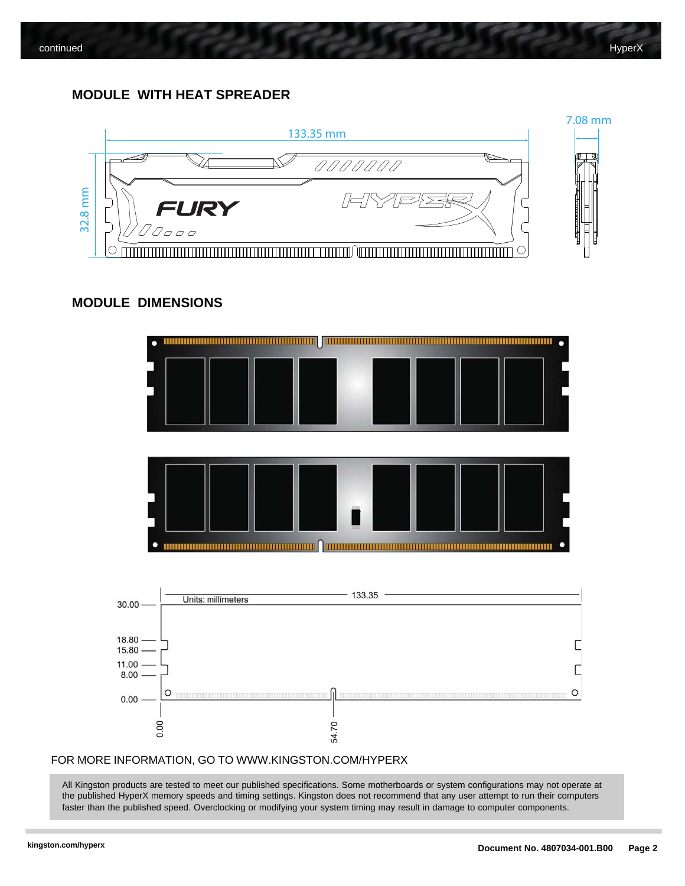## MODULE WITH HEAT SPREADER

133.35 mm

32.8 mm

7.08 mm

FURY

HYPER

## MODULE DIMENSIONS

Units: millimeters

133.35

30.00

18.80

15.80

11.00

8.00

0.00

0.00

54.70

FOR MORE INFORMATION, GO TO WWW.KINGSTON.COM/HYPERX

All Kingston products are tested to meet our published specifications. Some motherboards or system configurations may not operate at the published HyperX memory speeds and timing settings. Kingston does not recommend that any user attempt to run their computers faster than the published speed. Overclocking or modifying your system timing may result in damage to computer components.

kingston.com/hyperx

Document No. 4807034-001.B00